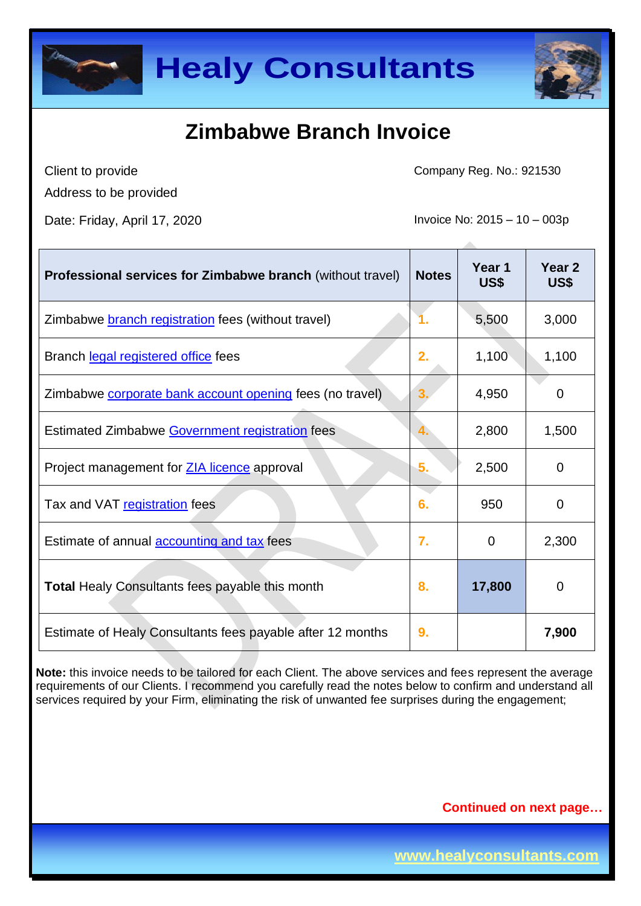# Healy Consultants

## Zimbabwe Branch Invoice

Client to provide

Address to be provided

Date: Friday, April 17, 2020

Company Reg. No.: 921530

Invoice No: 2015 – 10 – 003p

| **Professional services for Zimbabwe branch** (without travel) | **Notes** | **Year 1 US$** | **Year 2 US$** |
|---|---|---|---|
| Zimbabwe branch registration fees (without travel) | 1. | 5,500 | 3,000 |
| Branch legal registered office fees | 2. | 1,100 | 1,100 |
| Zimbabwe corporate bank account opening fees (no travel) | 3. | 4,950 | 0 |
| Estimated Zimbabwe Government registration fees | 4. | 2,800 | 1,500 |
| Project management for ZIA licence approval | 5. | 2,500 | 0 |
| Tax and VAT registration fees | 6. | 950 | 0 |
| Estimate of annual accounting and tax fees | 7. | 0 | 2,300 |
| **Total** Healy Consultants fees payable this month | 8. | **17,800** | 0 |
| Estimate of Healy Consultants fees payable after 12 months | 9. | | **7,900** |

**Note:** this invoice needs to be tailored for each Client. The above services and fees represent the average requirements of our Clients. I recommend you carefully read the notes below to confirm and understand all services required by your Firm, eliminating the risk of unwanted fee surprises during the engagement;

**Continued on next page…**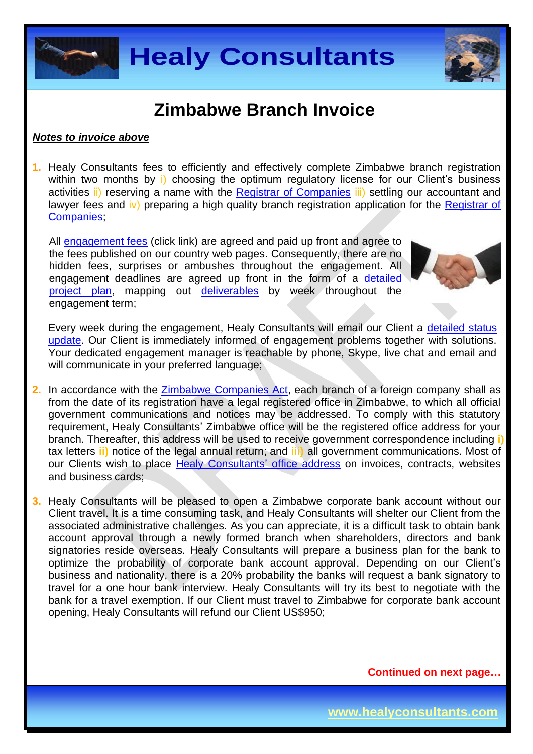# Zimbabwe Branch Invoice

***Notes to invoice above***

1. Healy Consultants fees to efficiently and effectively complete Zimbabwe branch registration within two months by i) choosing the optimum regulatory license for our Client's business activities ii) reserving a name with the Registrar of Companies iii) settling our accountant and lawyer fees and iv) preparing a high quality branch registration application for the Registrar of Companies;

   All engagement fees (click link) are agreed and paid up front and agree to the fees published on our country web pages. Consequently, there are no hidden fees, surprises or ambushes throughout the engagement. All engagement deadlines are agreed up front in the form of a detailed project plan, mapping out deliverables by week throughout the engagement term;

   Every week during the engagement, Healy Consultants will email our Client a detailed status update. Our Client is immediately informed of engagement problems together with solutions. Your dedicated engagement manager is reachable by phone, Skype, live chat and email and will communicate in your preferred language;

2. In accordance with the Zimbabwe Companies Act, each branch of a foreign company shall as from the date of its registration have a legal registered office in Zimbabwe, to which all official government communications and notices may be addressed. To comply with this statutory requirement, Healy Consultants' Zimbabwe office will be the registered office address for your branch. Thereafter, this address will be used to receive government correspondence including **i)** tax letters **ii)** notice of the legal annual return; and **iii)** all government communications. Most of our Clients wish to place Healy Consultants' office address on invoices, contracts, websites and business cards;

3. Healy Consultants will be pleased to open a Zimbabwe corporate bank account without our Client travel. It is a time consuming task, and Healy Consultants will shelter our Client from the associated administrative challenges. As you can appreciate, it is a difficult task to obtain bank account approval through a newly formed branch when shareholders, directors and bank signatories reside overseas. Healy Consultants will prepare a business plan for the bank to optimize the probability of corporate bank account approval. Depending on our Client's business and nationality, there is a 20% probability the banks will request a bank signatory to travel for a one hour bank interview. Healy Consultants will try its best to negotiate with the bank for a travel exemption. If our Client must travel to Zimbabwe for corporate bank account opening, Healy Consultants will refund our Client US$950;

**Continued on next page…**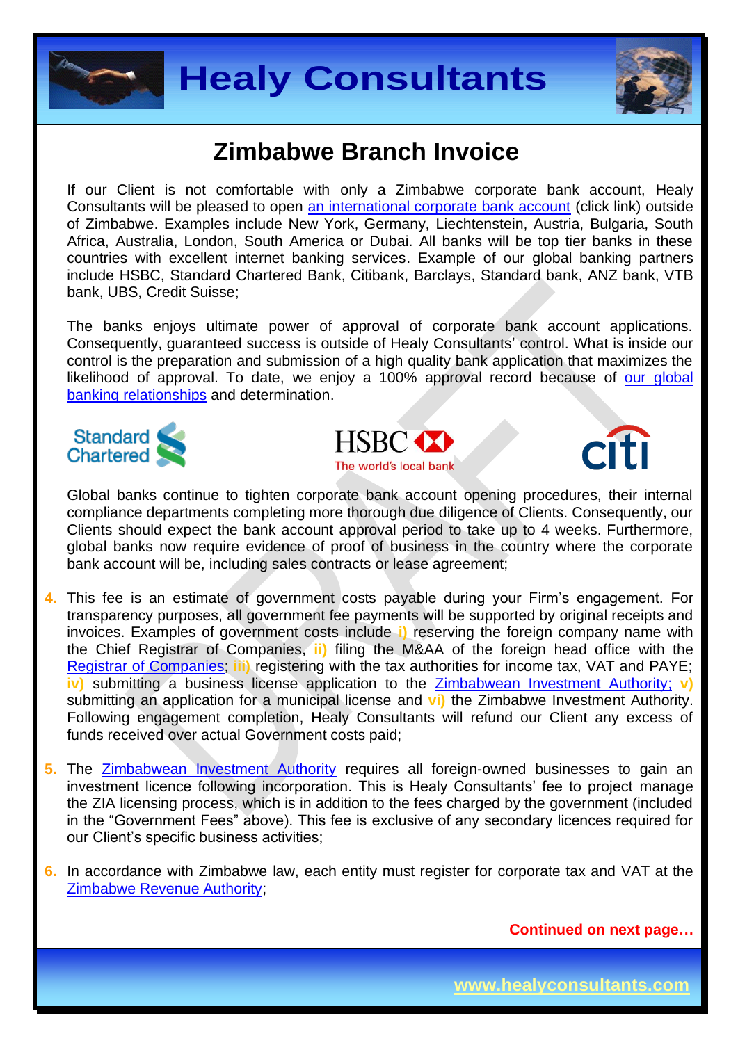## Zimbabwe Branch Invoice

If our Client is not comfortable with only a Zimbabwe corporate bank account, Healy Consultants will be pleased to open an international corporate bank account (click link) outside of Zimbabwe. Examples include New York, Germany, Liechtenstein, Austria, Bulgaria, South Africa, Australia, London, South America or Dubai. All banks will be top tier banks in these countries with excellent internet banking services. Example of our global banking partners include HSBC, Standard Chartered Bank, Citibank, Barclays, Standard bank, ANZ bank, VTB bank, UBS, Credit Suisse;

The banks enjoys ultimate power of approval of corporate bank account applications. Consequently, guaranteed success is outside of Healy Consultants' control. What is inside our control is the preparation and submission of a high quality bank application that maximizes the likelihood of approval. To date, we enjoy a 100% approval record because of our global banking relationships and determination.

Global banks continue to tighten corporate bank account opening procedures, their internal compliance departments completing more thorough due diligence of Clients. Consequently, our Clients should expect the bank account approval period to take up to 4 weeks. Furthermore, global banks now require evidence of proof of business in the country where the corporate bank account will be, including sales contracts or lease agreement;

4. This fee is an estimate of government costs payable during your Firm's engagement. For transparency purposes, all government fee payments will be supported by original receipts and invoices. Examples of government costs include **i)** reserving the foreign company name with the Chief Registrar of Companies, **ii)** filing the M&AA of the foreign head office with the Registrar of Companies; **iii)** registering with the tax authorities for income tax, VAT and PAYE; **iv)** submitting a business license application to the Zimbabwean Investment Authority; **v)** submitting an application for a municipal license and **vi)** the Zimbabwe Investment Authority. Following engagement completion, Healy Consultants will refund our Client any excess of funds received over actual Government costs paid;

5. The Zimbabwean Investment Authority requires all foreign-owned businesses to gain an investment licence following incorporation. This is Healy Consultants' fee to project manage the ZIA licensing process, which is in addition to the fees charged by the government (included in the "Government Fees" above). This fee is exclusive of any secondary licences required for our Client's specific business activities;

6. In accordance with Zimbabwe law, each entity must register for corporate tax and VAT at the Zimbabwe Revenue Authority;

**Continued on next page…**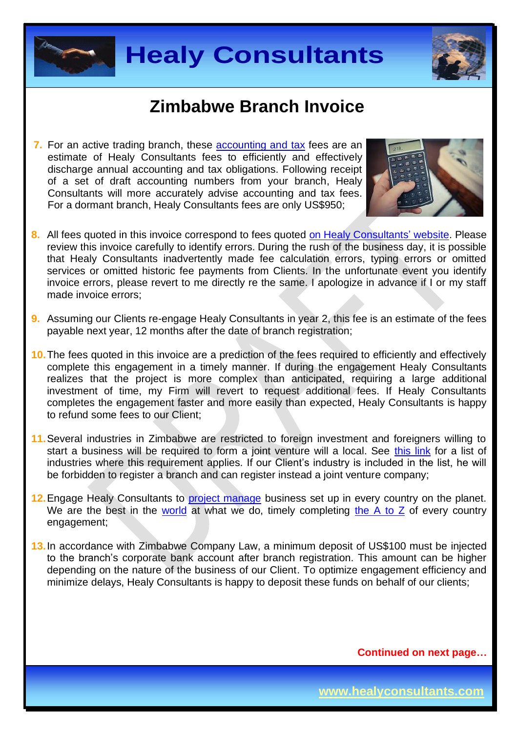## Zimbabwe Branch Invoice

7. For an active trading branch, these accounting and tax fees are an estimate of Healy Consultants fees to efficiently and effectively discharge annual accounting and tax obligations. Following receipt of a set of draft accounting numbers from your branch, Healy Consultants will more accurately advise accounting and tax fees. For a dormant branch, Healy Consultants fees are only US$950;

8. All fees quoted in this invoice correspond to fees quoted on Healy Consultants' website. Please review this invoice carefully to identify errors. During the rush of the business day, it is possible that Healy Consultants inadvertently made fee calculation errors, typing errors or omitted services or omitted historic fee payments from Clients. In the unfortunate event you identify invoice errors, please revert to me directly re the same. I apologize in advance if I or my staff made invoice errors;

9. Assuming our Clients re-engage Healy Consultants in year 2, this fee is an estimate of the fees payable next year, 12 months after the date of branch registration;

10. The fees quoted in this invoice are a prediction of the fees required to efficiently and effectively complete this engagement in a timely manner. If during the engagement Healy Consultants realizes that the project is more complex than anticipated, requiring a large additional investment of time, my Firm will revert to request additional fees. If Healy Consultants completes the engagement faster and more easily than expected, Healy Consultants is happy to refund some fees to our Client;

11. Several industries in Zimbabwe are restricted to foreign investment and foreigners willing to start a business will be required to form a joint venture will a local. See this link for a list of industries where this requirement applies. If our Client's industry is included in the list, he will be forbidden to register a branch and can register instead a joint venture company;

12. Engage Healy Consultants to project manage business set up in every country on the planet. We are the best in the world at what we do, timely completing the A to Z of every country engagement;

13. In accordance with Zimbabwe Company Law, a minimum deposit of US$100 must be injected to the branch's corporate bank account after branch registration. This amount can be higher depending on the nature of the business of our Client. To optimize engagement efficiency and minimize delays, Healy Consultants is happy to deposit these funds on behalf of our clients;

**Continued on next page…**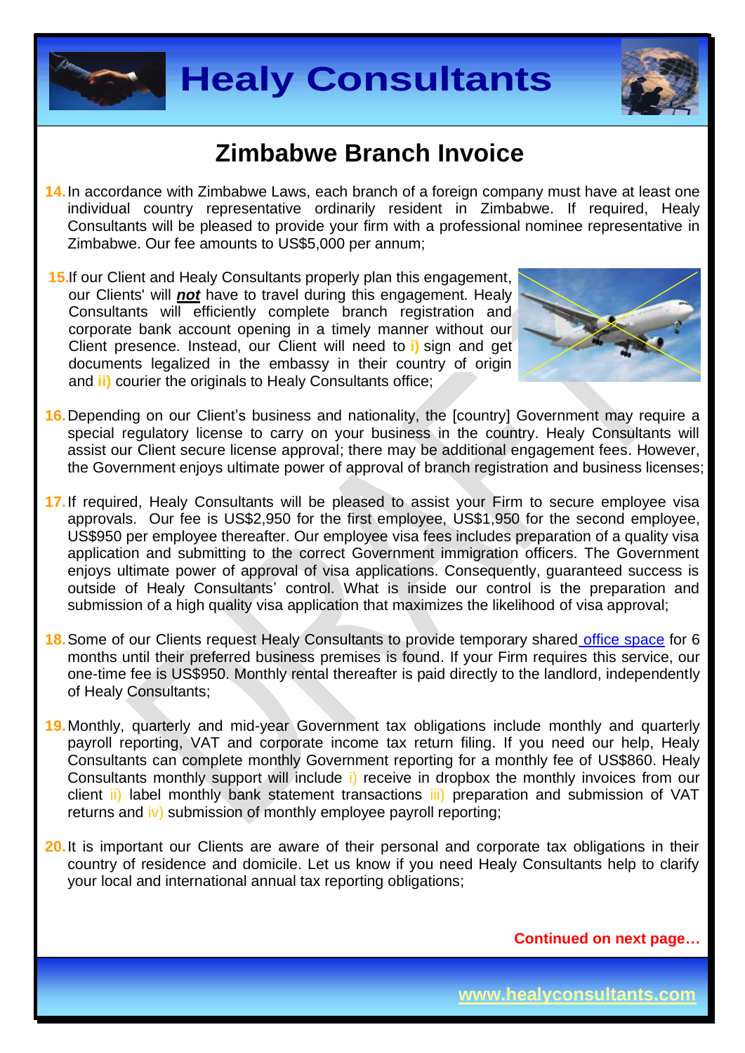# Zimbabwe Branch Invoice

14. In accordance with Zimbabwe Laws, each branch of a foreign company must have at least one individual country representative ordinarily resident in Zimbabwe. If required, Healy Consultants will be pleased to provide your firm with a professional nominee representative in Zimbabwe. Our fee amounts to US$5,000 per annum;

15. If our Client and Healy Consultants properly plan this engagement, our Clients' will ***not*** have to travel during this engagement. Healy Consultants will efficiently complete branch registration and corporate bank account opening in a timely manner without our Client presence. Instead, our Client will need to **i)** sign and get documents legalized in the embassy in their country of origin and **ii)** courier the originals to Healy Consultants office;

16. Depending on our Client's business and nationality, the [country] Government may require a special regulatory license to carry on your business in the country. Healy Consultants will assist our Client secure license approval; there may be additional engagement fees. However, the Government enjoys ultimate power of approval of branch registration and business licenses;

17. If required, Healy Consultants will be pleased to assist your Firm to secure employee visa approvals. Our fee is US$2,950 for the first employee, US$1,950 for the second employee, US$950 per employee thereafter. Our employee visa fees includes preparation of a quality visa application and submitting to the correct Government immigration officers. The Government enjoys ultimate power of approval of visa applications. Consequently, guaranteed success is outside of Healy Consultants' control. What is inside our control is the preparation and submission of a high quality visa application that maximizes the likelihood of visa approval;

18. Some of our Clients request Healy Consultants to provide temporary shared office space for 6 months until their preferred business premises is found. If your Firm requires this service, our one-time fee is US$950. Monthly rental thereafter is paid directly to the landlord, independently of Healy Consultants;

19. Monthly, quarterly and mid-year Government tax obligations include monthly and quarterly payroll reporting, VAT and corporate income tax return filing. If you need our help, Healy Consultants can complete monthly Government reporting for a monthly fee of US$860. Healy Consultants monthly support will include i) receive in dropbox the monthly invoices from our client ii) label monthly bank statement transactions iii) preparation and submission of VAT returns and iv) submission of monthly employee payroll reporting;

20. It is important our Clients are aware of their personal and corporate tax obligations in their country of residence and domicile. Let us know if you need Healy Consultants help to clarify your local and international annual tax reporting obligations;

**Continued on next page…**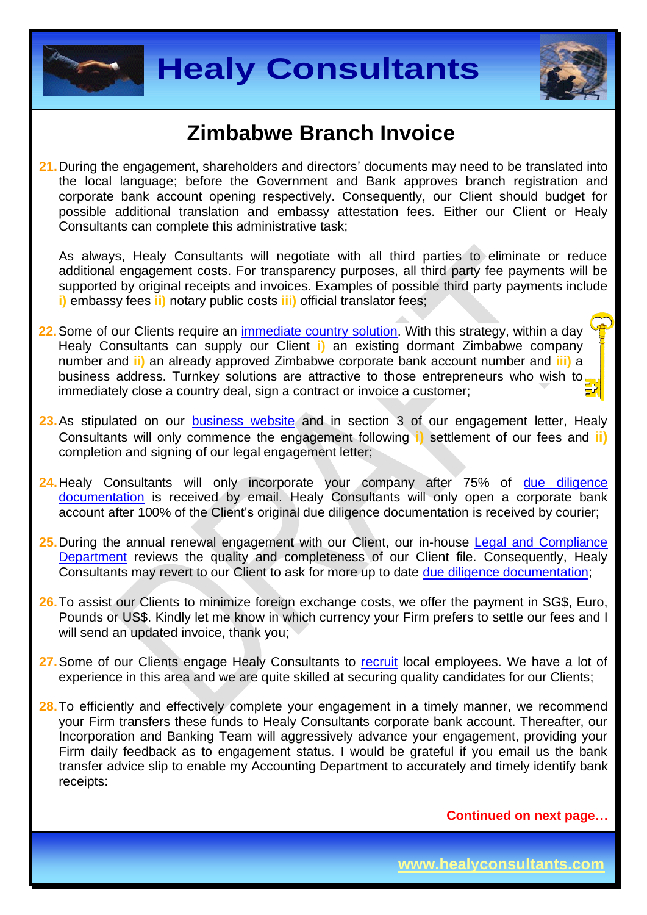## Zimbabwe Branch Invoice

21. During the engagement, shareholders and directors' documents may need to be translated into the local language; before the Government and Bank approves branch registration and corporate bank account opening respectively. Consequently, our Client should budget for possible additional translation and embassy attestation fees. Either our Client or Healy Consultants can complete this administrative task;

    As always, Healy Consultants will negotiate with all third parties to eliminate or reduce additional engagement costs. For transparency purposes, all third party fee payments will be supported by original receipts and invoices. Examples of possible third party payments include **i)** embassy fees **ii)** notary public costs **iii)** official translator fees;

22. Some of our Clients require an immediate country solution. With this strategy, within a day Healy Consultants can supply our Client **i)** an existing dormant Zimbabwe company number and **ii)** an already approved Zimbabwe corporate bank account number and **iii)** a business address. Turnkey solutions are attractive to those entrepreneurs who wish to immediately close a country deal, sign a contract or invoice a customer;

23. As stipulated on our business website and in section 3 of our engagement letter, Healy Consultants will only commence the engagement following **i)** settlement of our fees and **ii)** completion and signing of our legal engagement letter;

24. Healy Consultants will only incorporate your company after 75% of due diligence documentation is received by email. Healy Consultants will only open a corporate bank account after 100% of the Client's original due diligence documentation is received by courier;

25. During the annual renewal engagement with our Client, our in-house Legal and Compliance Department reviews the quality and completeness of our Client file. Consequently, Healy Consultants may revert to our Client to ask for more up to date due diligence documentation;

26. To assist our Clients to minimize foreign exchange costs, we offer the payment in SG$, Euro, Pounds or US$. Kindly let me know in which currency your Firm prefers to settle our fees and I will send an updated invoice, thank you;

27. Some of our Clients engage Healy Consultants to recruit local employees. We have a lot of experience in this area and we are quite skilled at securing quality candidates for our Clients;

28. To efficiently and effectively complete your engagement in a timely manner, we recommend your Firm transfers these funds to Healy Consultants corporate bank account. Thereafter, our Incorporation and Banking Team will aggressively advance your engagement, providing your Firm daily feedback as to engagement status. I would be grateful if you email us the bank transfer advice slip to enable my Accounting Department to accurately and timely identify bank receipts:

**Continued on next page…**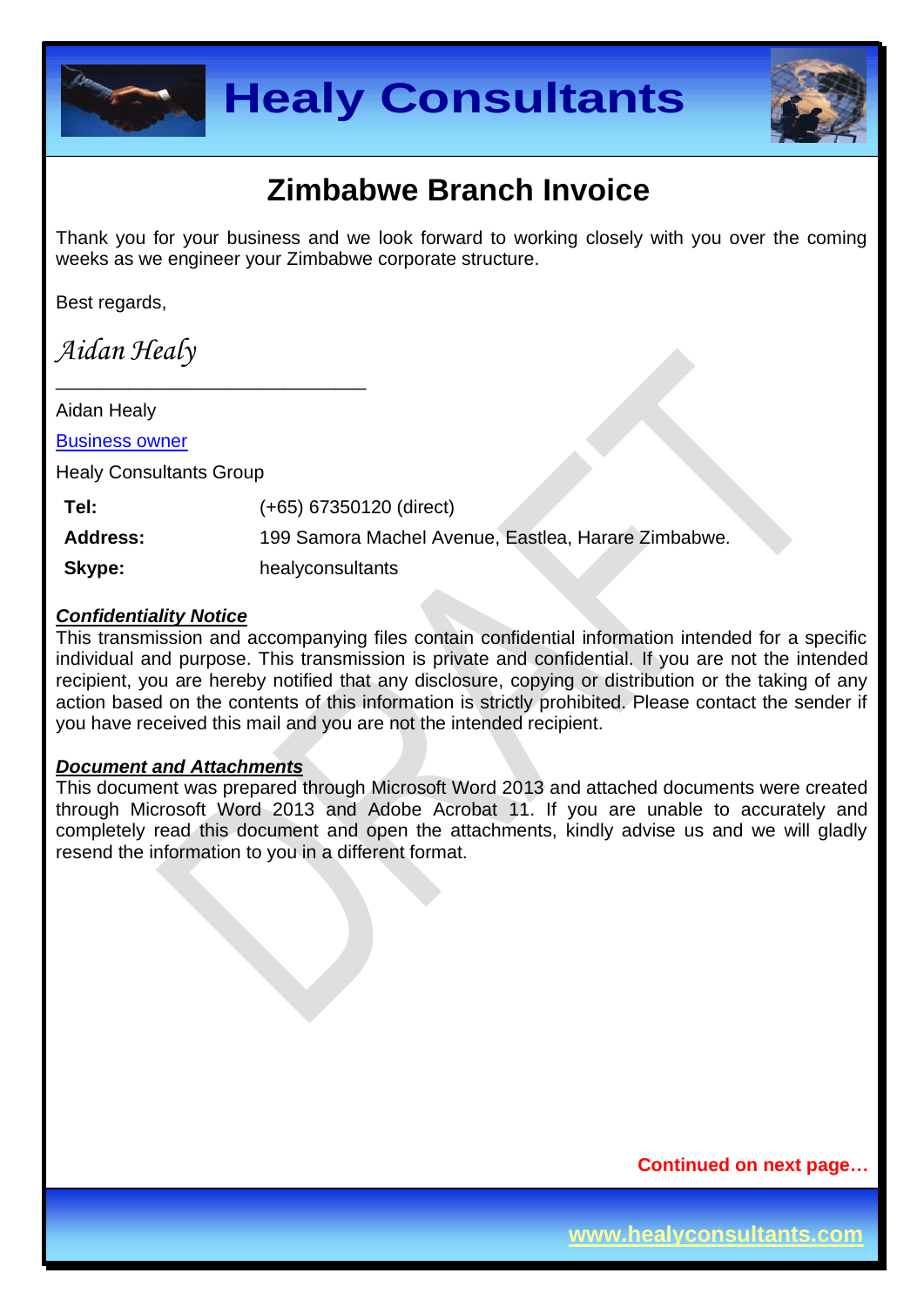# Zimbabwe Branch Invoice

Thank you for your business and we look forward to working closely with you over the coming weeks as we engineer your Zimbabwe corporate structure.

Best regards,

*Aidan Healy*

_____________________________

Aidan Healy

Business owner

Healy Consultants Group

| | |
|---|---|
| **Tel:** | (+65) 67350120 (direct) |
| **Address:** | 199 Samora Machel Avenue, Eastlea, Harare Zimbabwe. |
| **Skype:** | healyconsultants |

***Confidentiality Notice***

This transmission and accompanying files contain confidential information intended for a specific individual and purpose. This transmission is private and confidential. If you are not the intended recipient, you are hereby notified that any disclosure, copying or distribution or the taking of any action based on the contents of this information is strictly prohibited. Please contact the sender if you have received this mail and you are not the intended recipient.

***Document and Attachments***

This document was prepared through Microsoft Word 2013 and attached documents were created through Microsoft Word 2013 and Adobe Acrobat 11. If you are unable to accurately and completely read this document and open the attachments, kindly advise us and we will gladly resend the information to you in a different format.

**Continued on next page…**